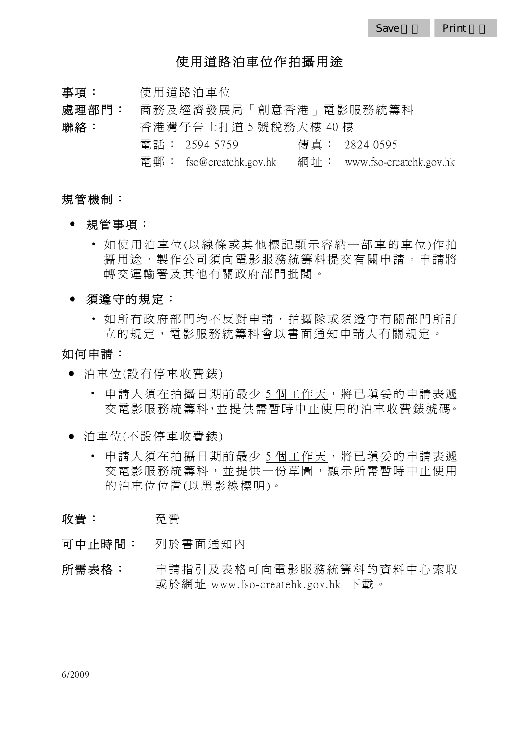# 使用道路泊車位作拍攝用途

**事項：** 使用道路泊車位

**處理部門：** 商務及經濟發展局「創意香港」電影服務統籌科

**聯絡：** 香港灣仔告士打道 5 號稅務大樓 40 樓

電話： 2594 5759　　傳真： 2824 0595

電郵： fso@createhk.gov.hk　　網址： www.fso-createhk.gov.hk

## 規管機制：

- **規管事項：**
  - 如使用泊車位(以線條或其他標記顯示容納一部車的車位)作拍攝用途，製作公司須向電影服務統籌科提交有關申請。申請將轉交運輸署及其他有關政府部門批閱。
- **須遵守的規定：**
  - 如所有政府部門均不反對申請，拍攝隊或須遵守有關部門所訂立的規定，電影服務統籌科會以書面通知申請人有關規定。

## 如何申請：

- 泊車位(設有停車收費錶)
  - 申請人須在拍攝日期前最少 5 個工作天，將已填妥的申請表遞交電影服務統籌科，並提供需暫時中止使用的泊車收費錶號碼。
- 泊車位(不設停車收費錶)
  - 申請人須在拍攝日期前最少 5 個工作天，將已填妥的申請表遞交電影服務統籌科，並提供一份草圖，顯示所需暫時中止使用的泊車位位置(以黑影線標明)。

**收費：** 免費

**可中止時間：** 列於書面通知內

**所需表格：** 申請指引及表格可向電影服務統籌科的資料中心索取或於網址 www.fso-createhk.gov.hk 下載。

6/2009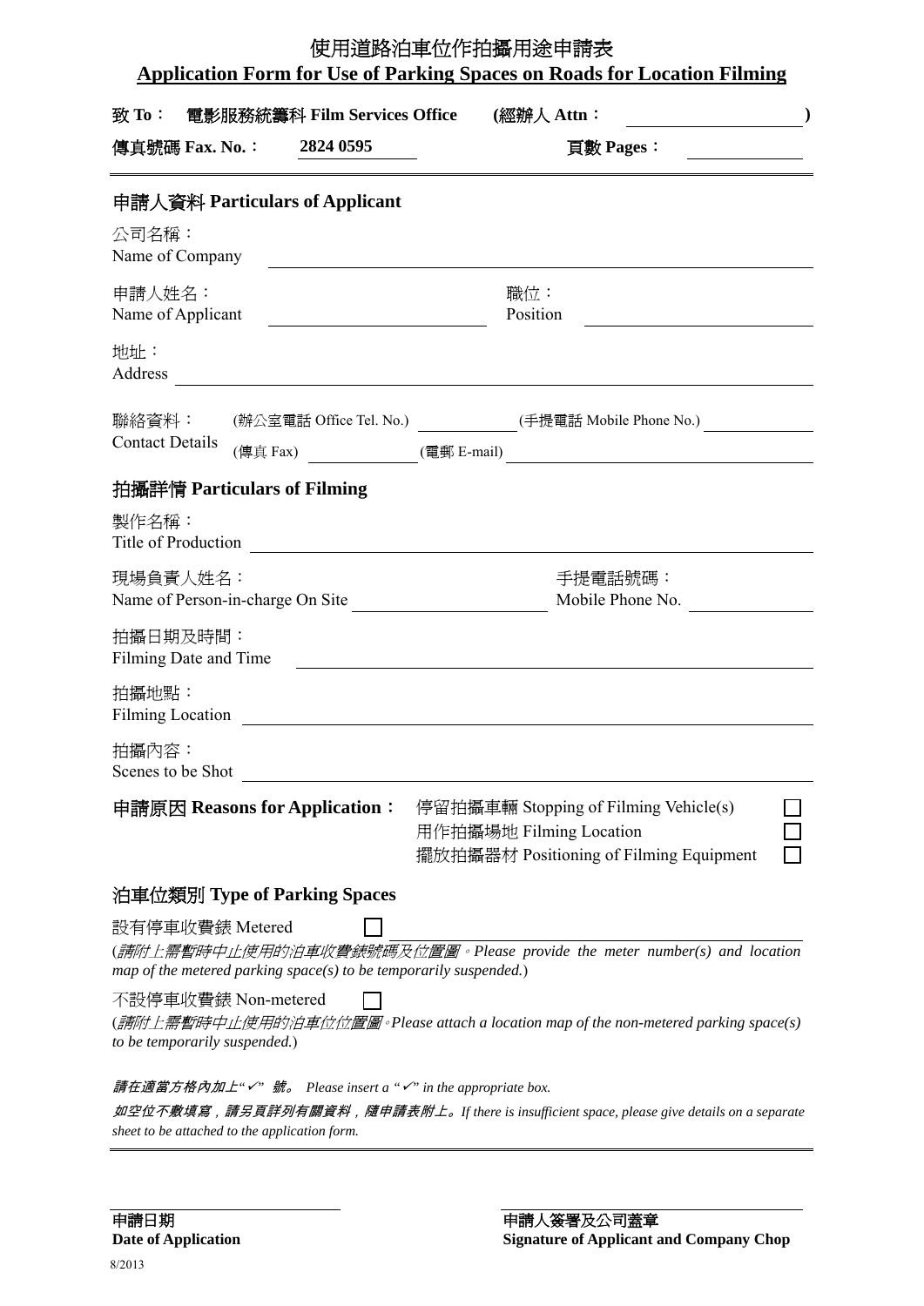# 使用道路泊車位作拍攝用途申請表
## Application Form for Use of Parking Spaces on Roads for Location Filming

**致 To： 電影服務統籌科 Film Services Office (經辦人 Attn： )**

**傳真號碼 Fax. No.： 2824 0595** **頁數 Pages：**

---

### 申請人資料 Particulars of Applicant

公司名稱：
Name of Company ____________________

申請人姓名：
Name of Applicant ____________________ 職位：
Position ____________________

地址：
Address ____________________

聯絡資料： (辦公室電話 Office Tel. No.) __________ (手提電話 Mobile Phone No.) __________
Contact Details (傳真 Fax) __________ (電郵 E-mail) __________

### 拍攝詳情 Particulars of Filming

製作名稱：
Title of Production ____________________

現場負責人姓名：
Name of Person-in-charge On Site ____________________ 手提電話號碼：
Mobile Phone No. ____________________

拍攝日期及時間：
Filming Date and Time ____________________

拍攝地點：
Filming Location ____________________

拍攝內容：
Scenes to be Shot ____________________

**申請原因 Reasons for Application：**

- 停留拍攝車輛 Stopping of Filming Vehicle(s) ☐
- 用作拍攝場地 Filming Location ☐
- 擺放拍攝器材 Positioning of Filming Equipment ☐

### 泊車位類別 Type of Parking Spaces

設有停車收費錶 Metered ☐ ____________________

(*請附上需暫時中止使用的泊車收費錶號碼及位置圖。Please provide the meter number(s) and location map of the metered parking space(s) to be temporarily suspended.*)

不設停車收費錶 Non-metered ☐

(*請附上需暫時中止使用的泊車位位置圖。Please attach a location map of the non-metered parking space(s) to be temporarily suspended.*)

***請在適當方格內加上"✓"號。*** *Please insert a "✓" in the appropriate box.*

***如空位不敷填寫，請另頁詳列有關資料，隨申請表附上。*** *If there is insufficient space, please give details on a separate sheet to be attached to the application form.*

---

**申請日期**
**Date of Application**

**申請人簽署及公司蓋章**
**Signature of Applicant and Company Chop**

8/2013